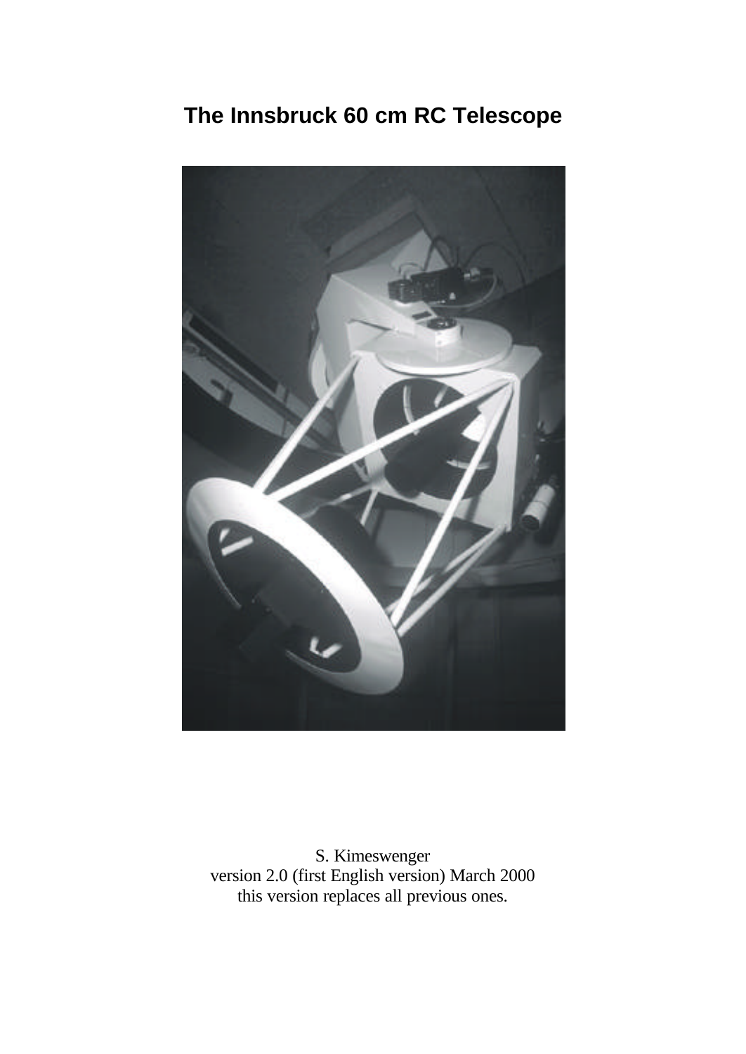# The Innsbruck 60 cm RC Telescope

S. Kimeswenger
version 2.0 (first English version) March 2000
this version replaces all previous ones.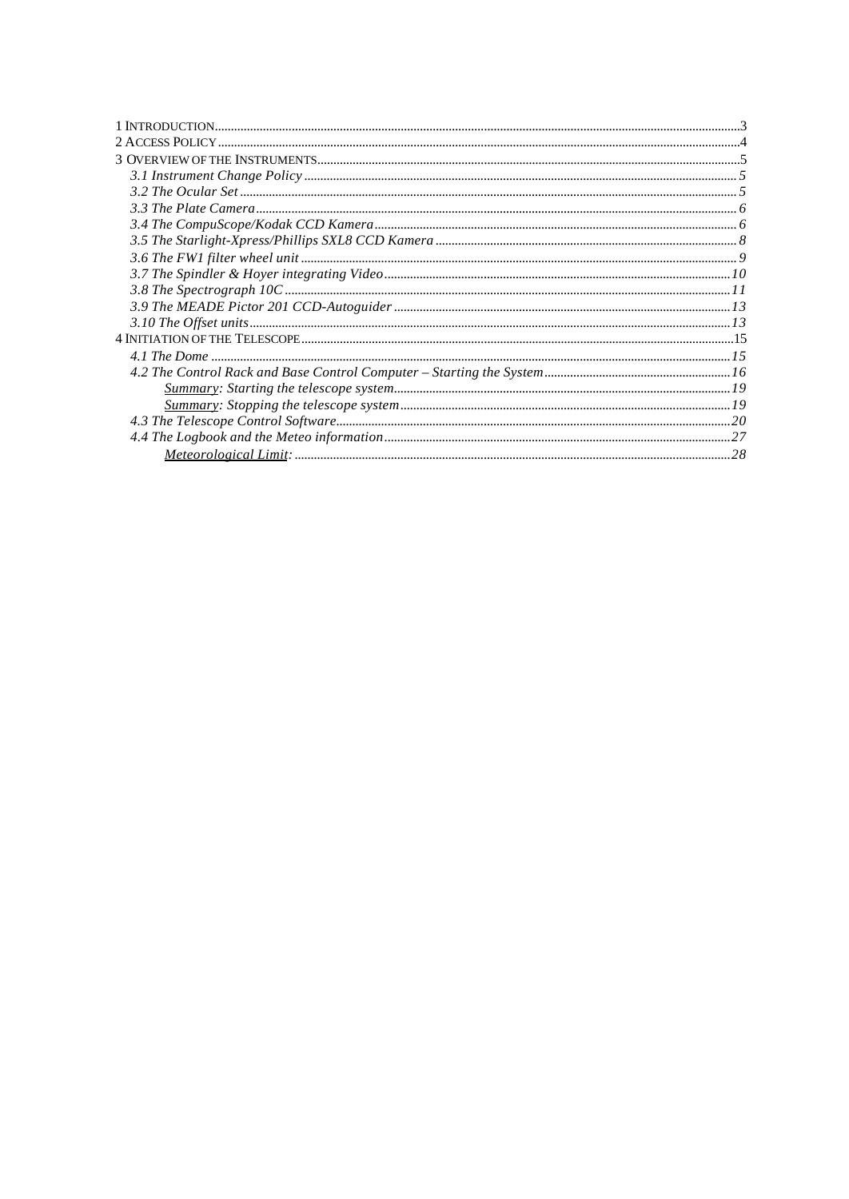1 INTRODUCTION.....3
2 ACCESS POLICY.....4
3 OVERVIEW OF THE INSTRUMENTS.....5
*3.1 Instrument Change Policy*.....5
*3.2 The Ocular Set*.....5
*3.3 The Plate Camera*.....6
*3.4 The CompuScope/Kodak CCD Kamera*.....6
*3.5 The Starlight-Xpress/Phillips SXL8 CCD Kamera*.....8
*3.6 The FW1 filter wheel unit*.....9
*3.7 The Spindler & Hoyer integrating Video*.....10
*3.8 The Spectrograph 10C*.....11
*3.9 The MEADE Pictor 201 CCD-Autoguider*.....13
*3.10 The Offset units*.....13
4 INITIATION OF THE TELESCOPE.....15
*4.1 The Dome*.....15
*4.2 The Control Rack and Base Control Computer – Starting the System*.....16
*Summary: Starting the telescope system*.....19
*Summary: Stopping the telescope system*.....19
*4.3 The Telescope Control Software*.....20
*4.4 The Logbook and the Meteo information*.....27
*Meteorological Limit:*.....28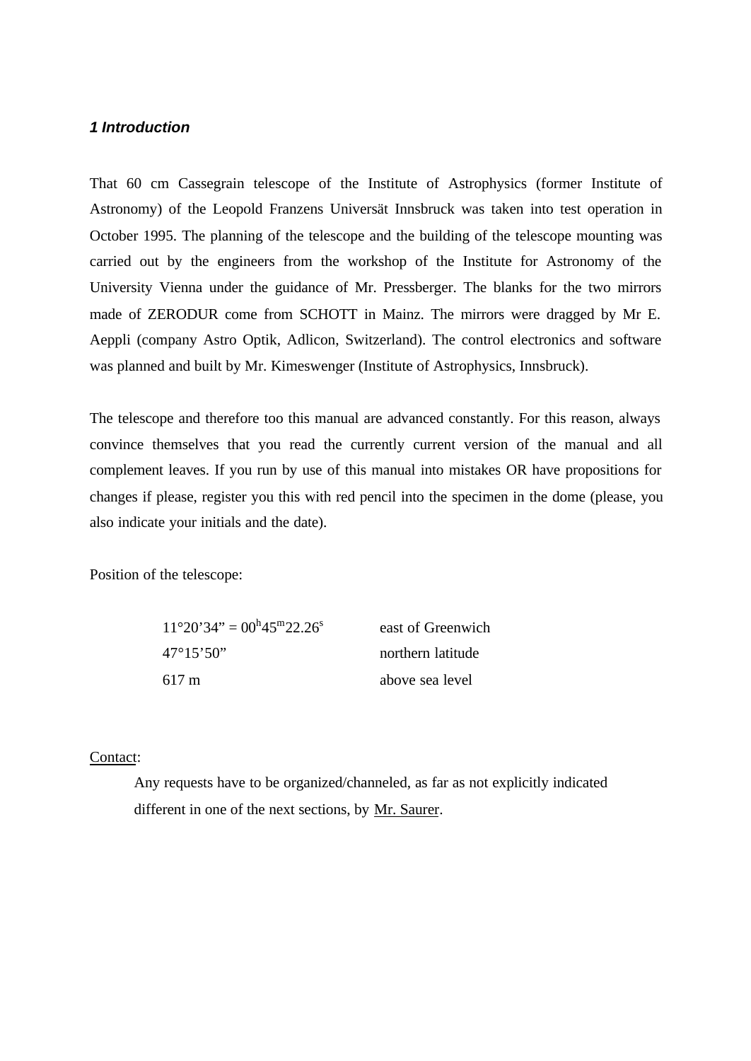### *1 Introduction*

That 60 cm Cassegrain telescope of the Institute of Astrophysics (former Institute of Astronomy) of the Leopold Franzens Universät Innsbruck was taken into test operation in October 1995. The planning of the telescope and the building of the telescope mounting was carried out by the engineers from the workshop of the Institute for Astronomy of the University Vienna under the guidance of Mr. Pressberger. The blanks for the two mirrors made of ZERODUR come from SCHOTT in Mainz. The mirrors were dragged by Mr E. Aeppli (company Astro Optik, Adlicon, Switzerland). The control electronics and software was planned and built by Mr. Kimeswenger (Institute of Astrophysics, Innsbruck).

The telescope and therefore too this manual are advanced constantly. For this reason, always convince themselves that you read the currently current version of the manual and all complement leaves. If you run by use of this manual into mistakes OR have propositions for changes if please, register you this with red pencil into the specimen in the dome (please, you also indicate your initials and the date).

Position of the telescope:

| | |
|---|---|
| 11°20’34” = $00^h45^m22.26^s$ | east of Greenwich |
| 47°15’50” | northern latitude |
| 617 m | above sea level |

Contact:

Any requests have to be organized/channeled, as far as not explicitly indicated different in one of the next sections, by Mr. Saurer.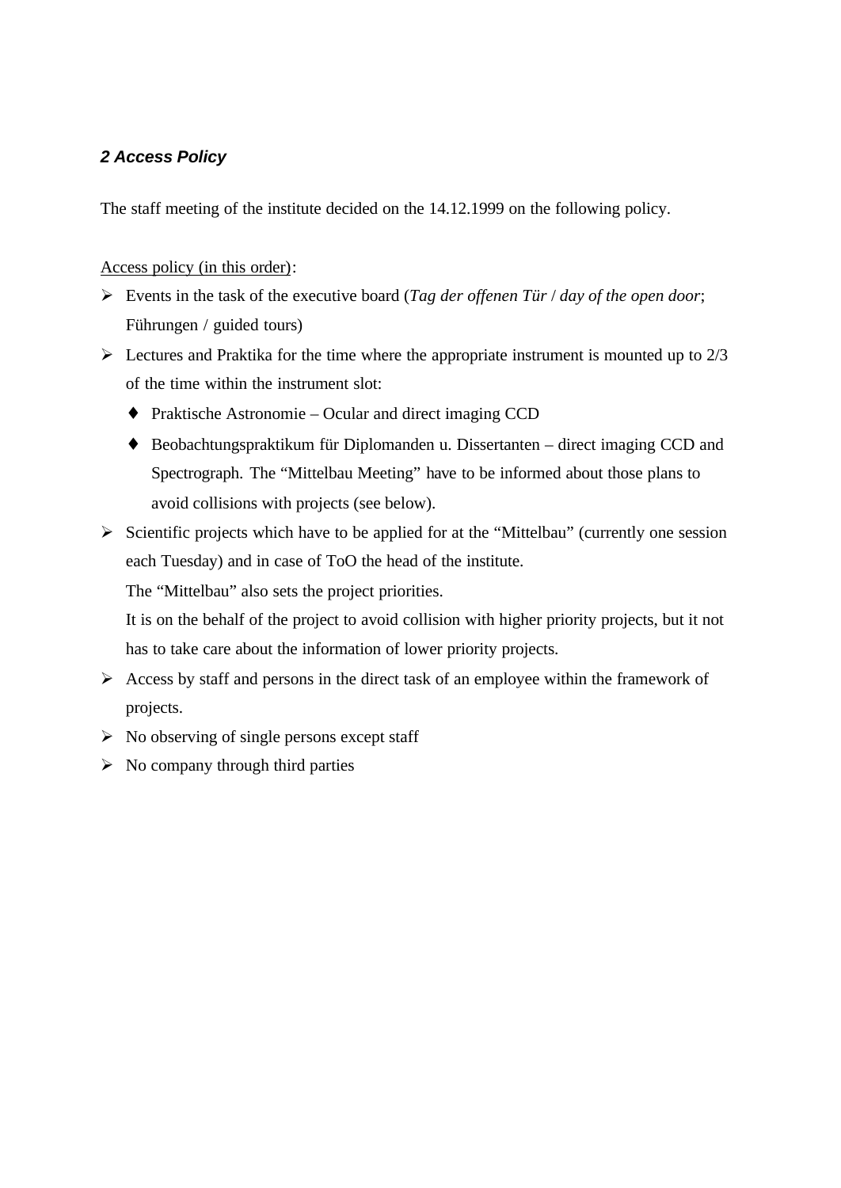## *2 Access Policy*

The staff meeting of the institute decided on the 14.12.1999 on the following policy.

Access policy (in this order):

- Events in the task of the executive board (*Tag der offenen Tür* / *day of the open door*; Führungen / guided tours)
- Lectures and Praktika for the time where the appropriate instrument is mounted up to 2/3 of the time within the instrument slot:
  - Praktische Astronomie – Ocular and direct imaging CCD
  - Beobachtungspraktikum für Diplomanden u. Dissertanten – direct imaging CCD and Spectrograph. The "Mittelbau Meeting" have to be informed about those plans to avoid collisions with projects (see below).
- Scientific projects which have to be applied for at the "Mittelbau" (currently one session each Tuesday) and in case of ToO the head of the institute.
  The "Mittelbau" also sets the project priorities.
  It is on the behalf of the project to avoid collision with higher priority projects, but it not has to take care about the information of lower priority projects.
- Access by staff and persons in the direct task of an employee within the framework of projects.
- No observing of single persons except staff
- No company through third parties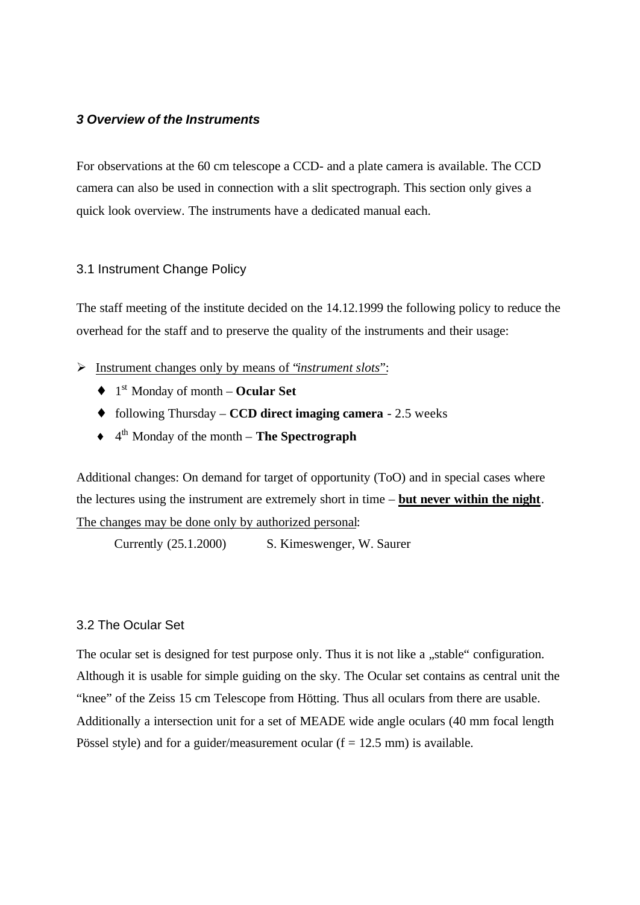### *3 Overview of the Instruments*

For observations at the 60 cm telescope a CCD- and a plate camera is available. The CCD camera can also be used in connection with a slit spectrograph. This section only gives a quick look overview. The instruments have a dedicated manual each.

#### 3.1 Instrument Change Policy

The staff meeting of the institute decided on the 14.12.1999 the following policy to reduce the overhead for the staff and to preserve the quality of the instruments and their usage:

- <u>Instrument changes only by means of "*instrument slots*"</u>:
  - 1st Monday of month – **Ocular Set**
  - following Thursday – **CCD direct imaging camera** - 2.5 weeks
  - 4th Monday of the month – **The Spectrograph**

Additional changes: On demand for target of opportunity (ToO) and in special cases where the lectures using the instrument are extremely short in time – **<u>but never within the night</u>**. <u>The changes may be done only by authorized personal</u>:

Currently (25.1.2000) S. Kimeswenger, W. Saurer

#### 3.2 The Ocular Set

The ocular set is designed for test purpose only. Thus it is not like a „stable" configuration. Although it is usable for simple guiding on the sky. The Ocular set contains as central unit the "knee" of the Zeiss 15 cm Telescope from Hötting. Thus all oculars from there are usable. Additionally a intersection unit for a set of MEADE wide angle oculars (40 mm focal length Pössel style) and for a guider/measurement ocular (f = 12.5 mm) is available.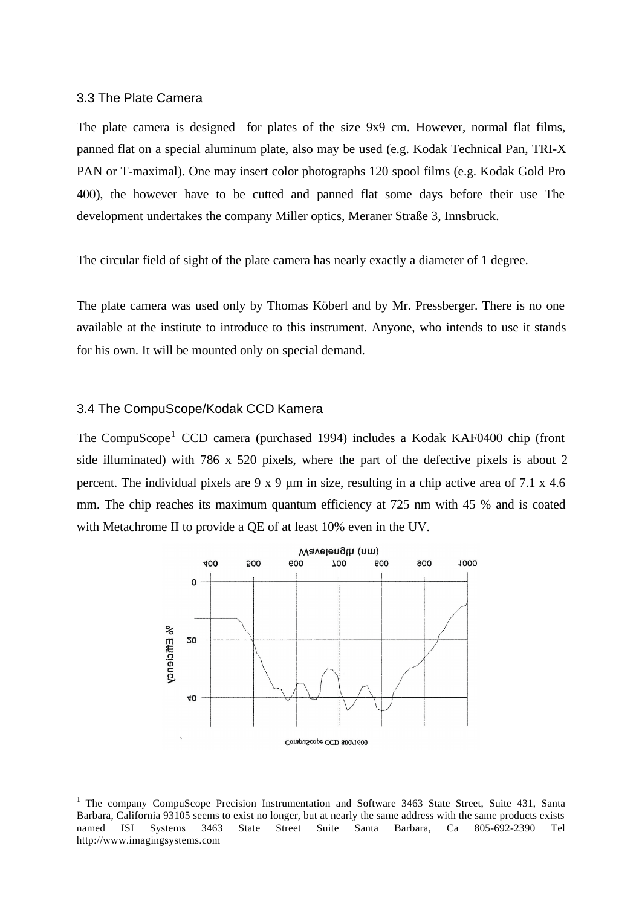### 3.3 The Plate Camera

The plate camera is designed for plates of the size 9x9 cm. However, normal flat films, panned flat on a special aluminum plate, also may be used (e.g. Kodak Technical Pan, TRI-X PAN or T-maximal). One may insert color photographs 120 spool films (e.g. Kodak Gold Pro 400), the however have to be cutted and panned flat some days before their use The development undertakes the company Miller optics, Meraner Straße 3, Innsbruck.

The circular field of sight of the plate camera has nearly exactly a diameter of 1 degree.

The plate camera was used only by Thomas Köberl and by Mr. Pressberger. There is no one available at the institute to introduce to this instrument. Anyone, who intends to use it stands for his own. It will be mounted only on special demand.

### 3.4 The CompuScope/Kodak CCD Kamera

The CompuScope[1] CCD camera (purchased 1994) includes a Kodak KAF0400 chip (front side illuminated) with 786 x 520 pixels, where the part of the defective pixels is about 2 percent. The individual pixels are 9 x 9 µm in size, resulting in a chip active area of 7.1 x 4.6 mm. The chip reaches its maximum quantum efficiency at 725 nm with 45 % and is coated with Metachrome II to provide a QE of at least 10% even in the UV.

Wavelength (nm)
400 500 600 700 800 900 1000
% Efficiency
0
20
40
CompuScope CCD 800\1600

---

[1] The company CompuScope Precision Instrumentation and Software 3463 State Street, Suite 431, Santa Barbara, California 93105 seems to exist no longer, but at nearly the same address with the same products exists named ISI Systems 3463 State Street Suite Santa Barbara, Ca 805-692-2390 Tel http://www.imagingsystems.com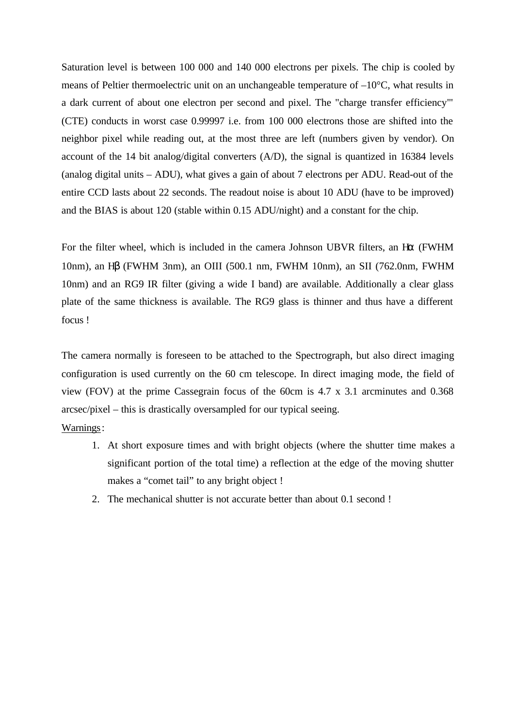Saturation level is between 100 000 and 140 000 electrons per pixels. The chip is cooled by means of Peltier thermoelectric unit on an unchangeable temperature of –10°C, what results in a dark current of about one electron per second and pixel. The "charge transfer efficiency"' (CTE) conducts in worst case 0.99997 i.e. from 100 000 electrons those are shifted into the neighbor pixel while reading out, at the most three are left (numbers given by vendor). On account of the 14 bit analog/digital converters (A/D), the signal is quantized in 16384 levels (analog digital units – ADU), what gives a gain of about 7 electrons per ADU. Read-out of the entire CCD lasts about 22 seconds. The readout noise is about 10 ADU (have to be improved) and the BIAS is about 120 (stable within 0.15 ADU/night) and a constant for the chip.

For the filter wheel, which is included in the camera Johnson UBVR filters, an Hα (FWHM 10nm), an Hβ (FWHM 3nm), an OIII (500.1 nm, FWHM 10nm), an SII (762.0nm, FWHM 10nm) and an RG9 IR filter (giving a wide I band) are available. Additionally a clear glass plate of the same thickness is available. The RG9 glass is thinner and thus have a different focus !

The camera normally is foreseen to be attached to the Spectrograph, but also direct imaging configuration is used currently on the 60 cm telescope. In direct imaging mode, the field of view (FOV) at the prime Cassegrain focus of the 60cm is 4.7 x 3.1 arcminutes and 0.368 arcsec/pixel – this is drastically oversampled for our typical seeing.

Warnings:

1. At short exposure times and with bright objects (where the shutter time makes a significant portion of the total time) a reflection at the edge of the moving shutter makes a “comet tail” to any bright object !
2. The mechanical shutter is not accurate better than about 0.1 second !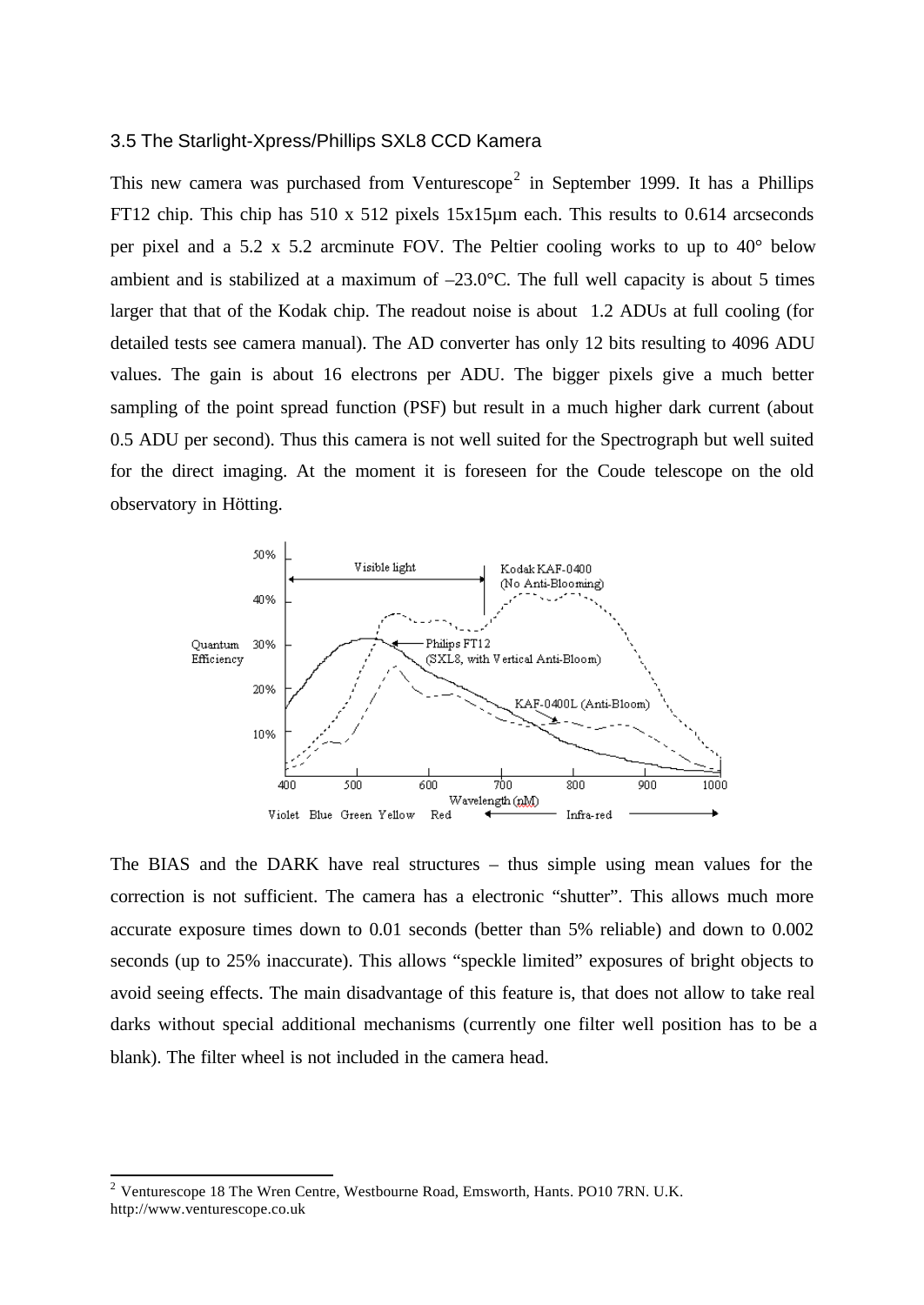### 3.5 The Starlight-Xpress/Phillips SXL8 CCD Kamera

This new camera was purchased from Venturescope[2] in September 1999. It has a Phillips FT12 chip. This chip has 510 x 512 pixels 15x15µm each. This results to 0.614 arcseconds per pixel and a 5.2 x 5.2 arcminute FOV. The Peltier cooling works to up to 40° below ambient and is stabilized at a maximum of –23.0°C. The full well capacity is about 5 times larger that that of the Kodak chip. The readout noise is about 1.2 ADUs at full cooling (for detailed tests see camera manual). The AD converter has only 12 bits resulting to 4096 ADU values. The gain is about 16 electrons per ADU. The bigger pixels give a much better sampling of the point spread function (PSF) but result in a much higher dark current (about 0.5 ADU per second). Thus this camera is not well suited for the Spectrograph but well suited for the direct imaging. At the moment it is foreseen for the Coude telescope on the old observatory in Hötting.

The BIAS and the DARK have real structures – thus simple using mean values for the correction is not sufficient. The camera has a electronic "shutter". This allows much more accurate exposure times down to 0.01 seconds (better than 5% reliable) and down to 0.002 seconds (up to 25% inaccurate). This allows "speckle limited" exposures of bright objects to avoid seeing effects. The main disadvantage of this feature is, that does not allow to take real darks without special additional mechanisms (currently one filter well position has to be a blank). The filter wheel is not included in the camera head.

[2] Venturescope 18 The Wren Centre, Westbourne Road, Emsworth, Hants. PO10 7RN. U.K. http://www.venturescope.co.uk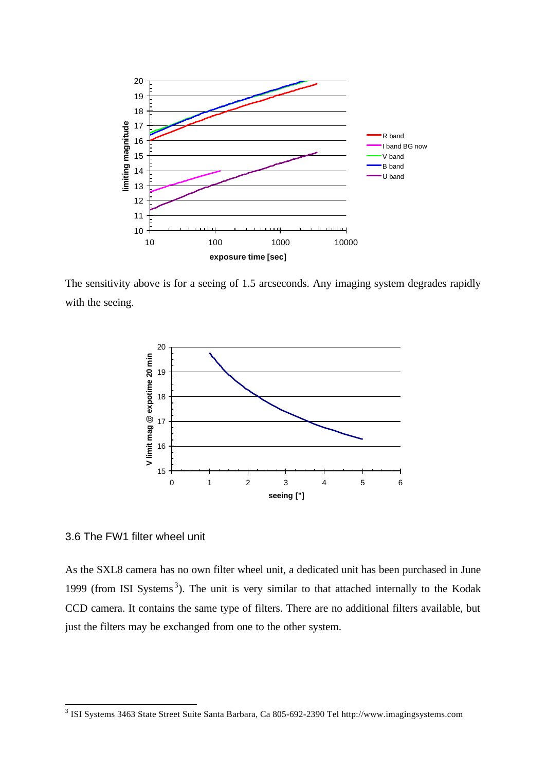20
19
18
17
16
15
14
13
12
11
10

limiting magnitude

10
100
1000
10000

exposure time [sec]

R band
I band BG now
V band
B band
U band

The sensitivity above is for a seeing of 1.5 arcseconds. Any imaging system degrades rapidly with the seeing.

20
19
18
17
16
15

V limit mag @ expotime 20 min

0
1
2
3
4
5
6

seeing ["]

### 3.6 The FW1 filter wheel unit

As the SXL8 camera has no own filter wheel unit, a dedicated unit has been purchased in June 1999 (from ISI Systems[3]). The unit is very similar to that attached internally to the Kodak CCD camera. It contains the same type of filters. There are no additional filters available, but just the filters may be exchanged from one to the other system.

---

[3] ISI Systems 3463 State Street Suite Santa Barbara, Ca 805-692-2390 Tel http://www.imagingsystems.com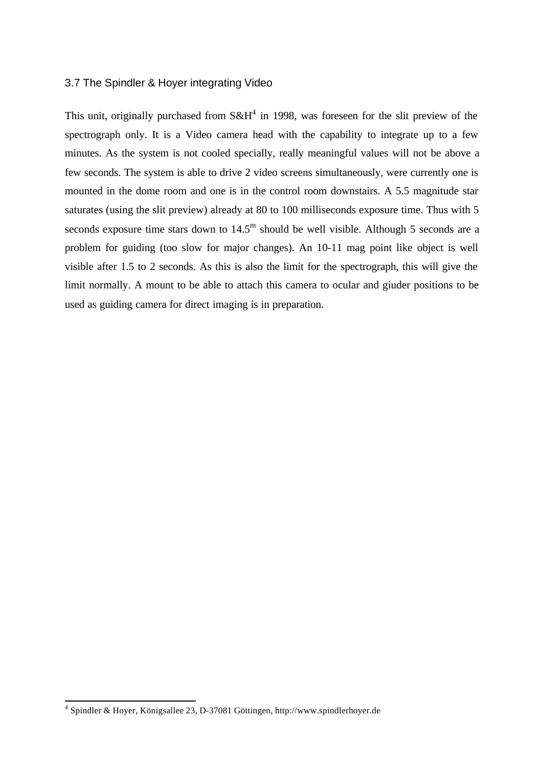### 3.7 The Spindler & Hoyer integrating Video

This unit, originally purchased from S&H[4] in 1998, was foreseen for the slit preview of the spectrograph only. It is a Video camera head with the capability to integrate up to a few minutes. As the system is not cooled specially, really meaningful values will not be above a few seconds. The system is able to drive 2 video screens simultaneously, were currently one is mounted in the dome room and one is in the control room downstairs. A 5.5 magnitude star saturates (using the slit preview) already at 80 to 100 milliseconds exposure time. Thus with 5 seconds exposure time stars down to $14.5^m$ should be well visible. Although 5 seconds are a problem for guiding (too slow for major changes). An 10-11 mag point like object is well visible after 1.5 to 2 seconds. As this is also the limit for the spectrograph, this will give the limit normally. A mount to be able to attach this camera to ocular and giuder positions to be used as guiding camera for direct imaging is in preparation.

[4] Spindler & Hoyer, Königsallee 23, D-37081 Göttingen, http://www.spindlerhoyer.de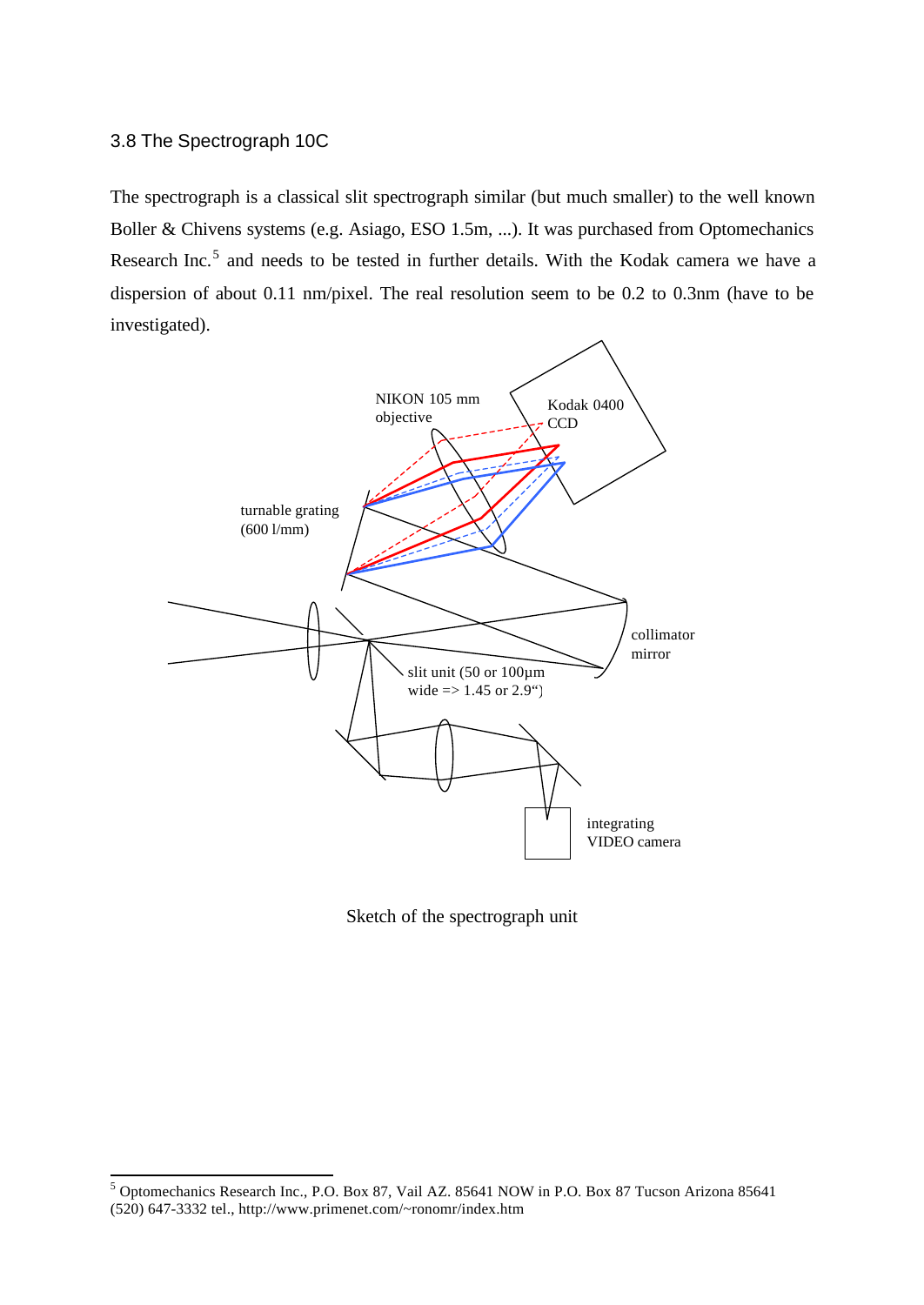### 3.8 The Spectrograph 10C

The spectrograph is a classical slit spectrograph similar (but much smaller) to the well known Boller & Chivens systems (e.g. Asiago, ESO 1.5m, ...). It was purchased from Optomechanics Research Inc.[5] and needs to be tested in further details. With the Kodak camera we have a dispersion of about 0.11 nm/pixel. The real resolution seem to be 0.2 to 0.3nm (have to be investigated).

NIKON 105 mm objective

Kodak 0400 CCD

turnable grating (600 l/mm)

collimator mirror

slit unit (50 or 100µm wide => 1.45 or 2.9")

integrating VIDEO camera

Sketch of the spectrograph unit

[5] Optomechanics Research Inc., P.O. Box 87, Vail AZ. 85641 NOW in P.O. Box 87 Tucson Arizona 85641 (520) 647-3332 tel., http://www.primenet.com/~ronomr/index.htm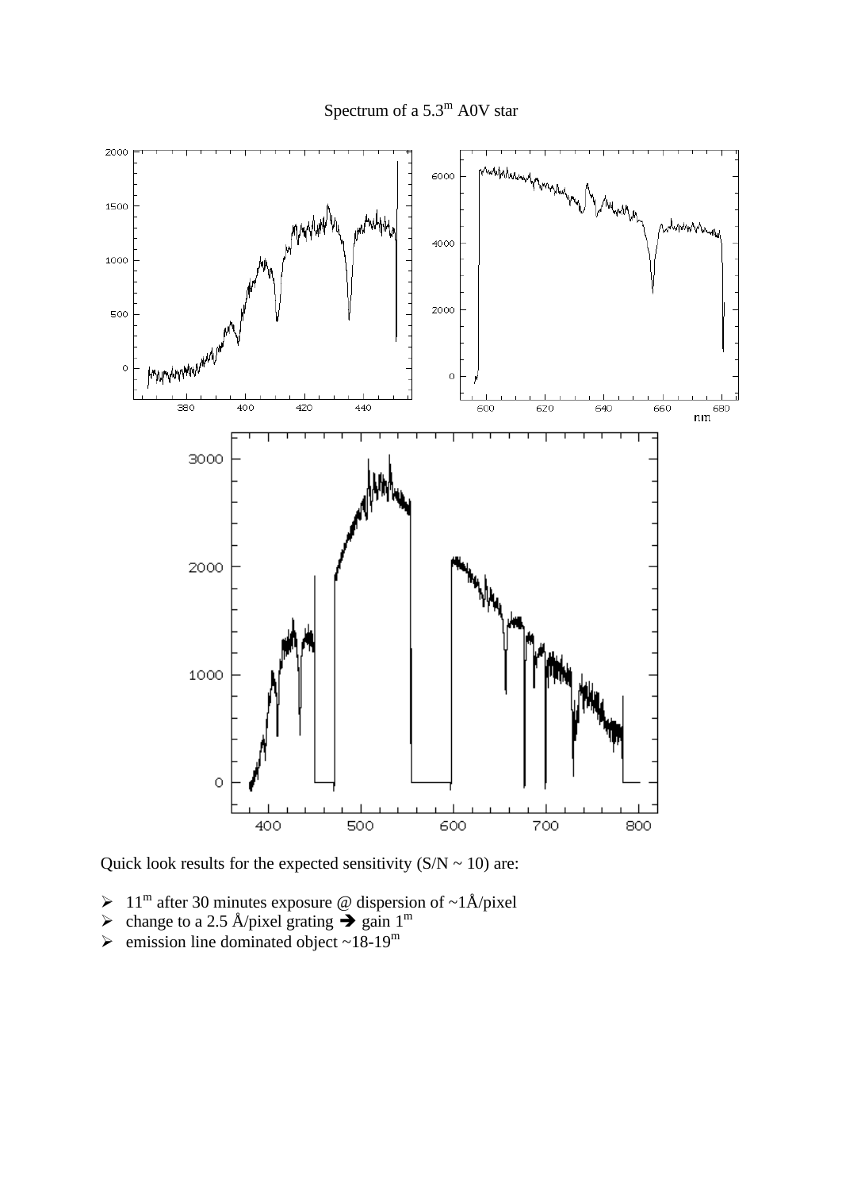Spectrum of a $5.3^m$ A0V star

2000
1500
1000
500
0
380
400
420
440

6000
4000
2000
0
600
620
640
660
680
nm

3000
2000
1000
0
400
500
600
700
800

Quick look results for the expected sensitivity (S/N ~ 10) are:

- $11^m$ after 30 minutes exposure @ dispersion of ~1Å/pixel
- change to a 2.5 Å/pixel grating ➔ gain $1^m$
- emission line dominated object ~$18$-$19^m$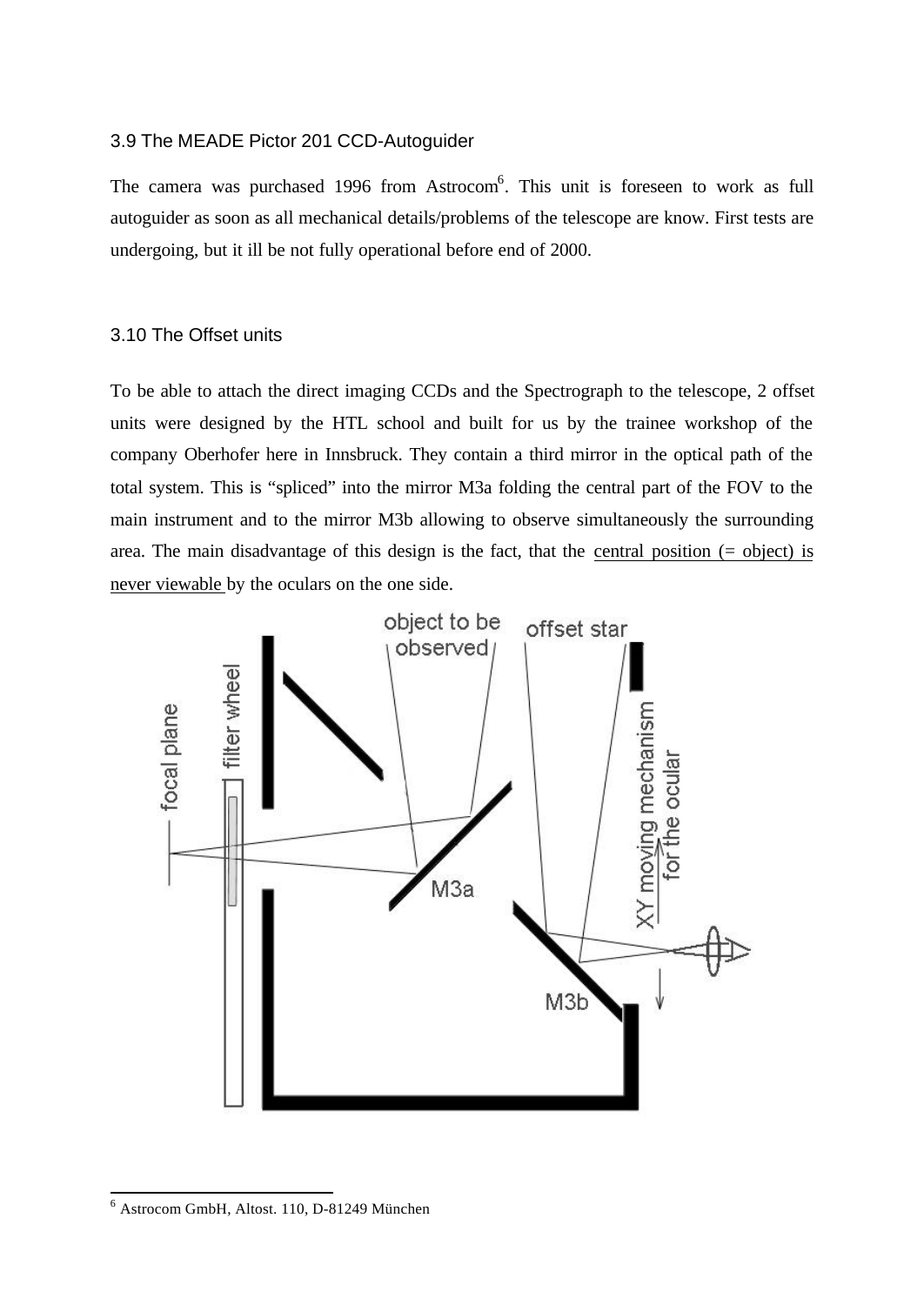### 3.9 The MEADE Pictor 201 CCD-Autoguider

The camera was purchased 1996 from Astrocom[6]. This unit is foreseen to work as full autoguider as soon as all mechanical details/problems of the telescope are know. First tests are undergoing, but it ill be not fully operational before end of 2000.

### 3.10 The Offset units

To be able to attach the direct imaging CCDs and the Spectrograph to the telescope, 2 offset units were designed by the HTL school and built for us by the trainee workshop of the company Oberhofer here in Innsbruck. They contain a third mirror in the optical path of the total system. This is "spliced" into the mirror M3a folding the central part of the FOV to the main instrument and to the mirror M3b allowing to observe simultaneously the surrounding area. The main disadvantage of this design is the fact, that the central position (= object) is never viewable by the oculars on the one side.

object to be observed

offset star

focal plane

filter wheel

XY moving mechanism for the ocular

M3a

M3b

[6] Astrocom GmbH, Altost. 110, D-81249 München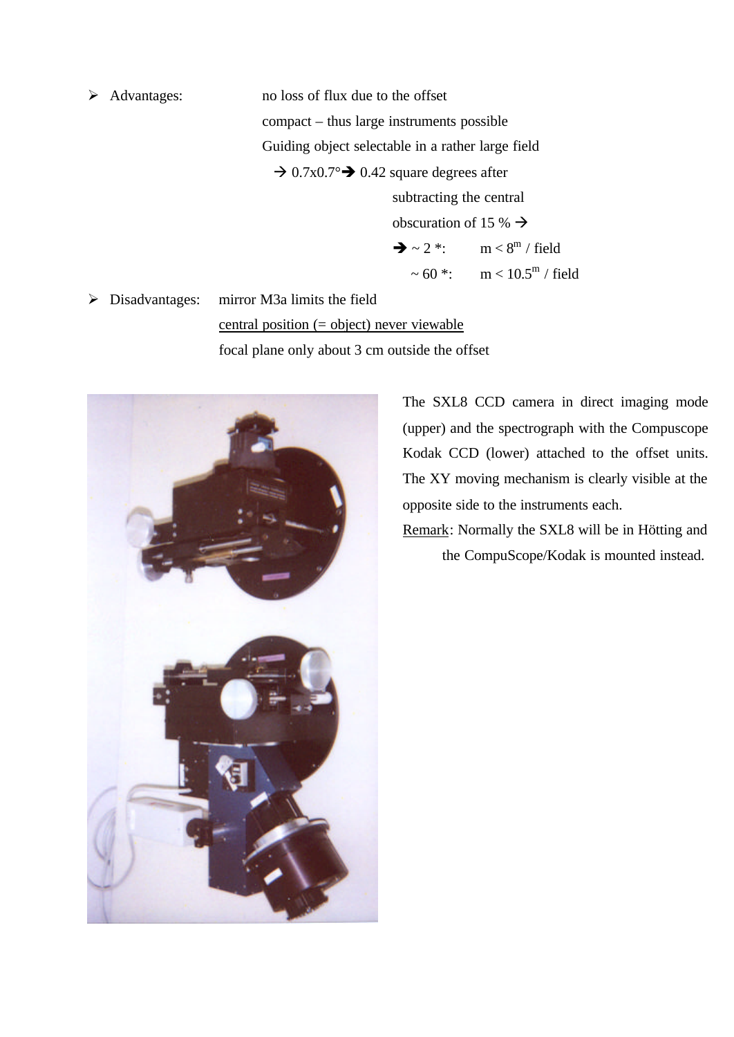- Advantages:
  - no loss of flux due to the offset
  - compact – thus large instruments possible
  - Guiding object selectable in a rather large field
    → 0.7x0.7° → 0.42 square degrees after subtracting the central obscuration of 15 % →
    → ~ 2 *: $m < 8^m$ / field
    ~ 60 *: $m < 10.5^m$ / field
- Disadvantages:
  - mirror M3a limits the field
  - central position (= object) never viewable
  - focal plane only about 3 cm outside the offset

The SXL8 CCD camera in direct imaging mode (upper) and the spectrograph with the Compuscope Kodak CCD (lower) attached to the offset units. The XY moving mechanism is clearly visible at the opposite side to the instruments each.

Remark: Normally the SXL8 will be in Hötting and the CompuScope/Kodak is mounted instead.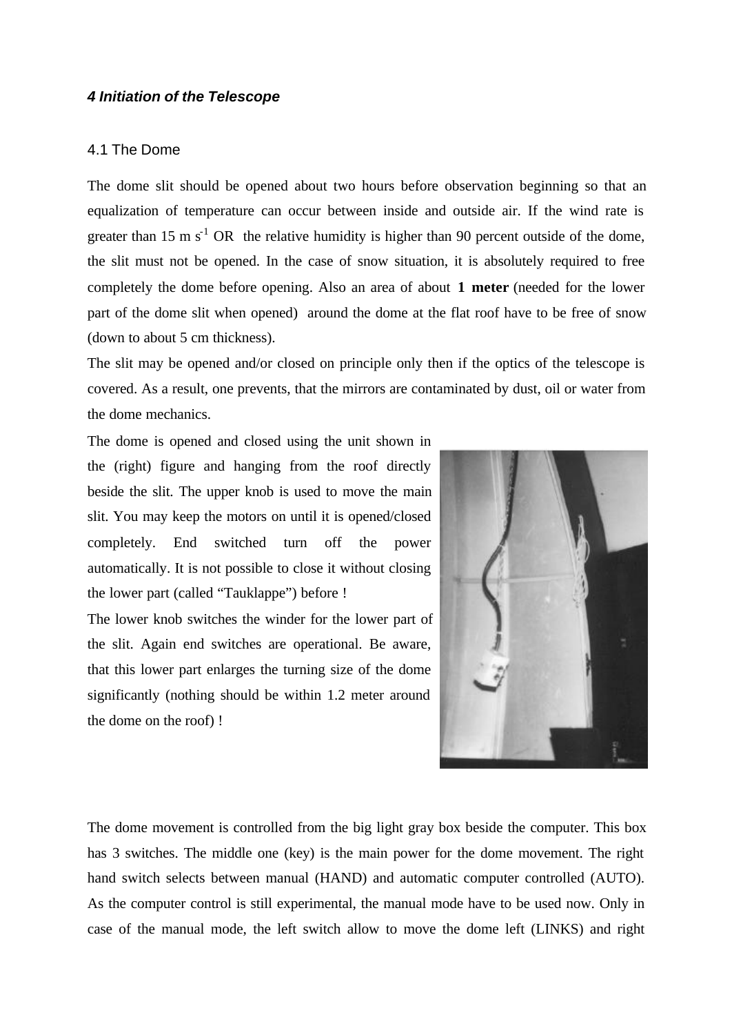***4 Initiation of the Telescope***

## 4.1 The Dome

The dome slit should be opened about two hours before observation beginning so that an equalization of temperature can occur between inside and outside air. If the wind rate is greater than 15 m s$^{-1}$ OR the relative humidity is higher than 90 percent outside of the dome, the slit must not be opened. In the case of snow situation, it is absolutely required to free completely the dome before opening. Also an area of about **1 meter** (needed for the lower part of the dome slit when opened) around the dome at the flat roof have to be free of snow (down to about 5 cm thickness).

The slit may be opened and/or closed on principle only then if the optics of the telescope is covered. As a result, one prevents, that the mirrors are contaminated by dust, oil or water from the dome mechanics.

The dome is opened and closed using the unit shown in the (right) figure and hanging from the roof directly beside the slit. The upper knob is used to move the main slit. You may keep the motors on until it is opened/closed completely. End switched turn off the power automatically. It is not possible to close it without closing the lower part (called "Tauklappe") before !

The lower knob switches the winder for the lower part of the slit. Again end switches are operational. Be aware, that this lower part enlarges the turning size of the dome significantly (nothing should be within 1.2 meter around the dome on the roof) !

The dome movement is controlled from the big light gray box beside the computer. This box has 3 switches. The middle one (key) is the main power for the dome movement. The right hand switch selects between manual (HAND) and automatic computer controlled (AUTO). As the computer control is still experimental, the manual mode have to be used now. Only in case of the manual mode, the left switch allow to move the dome left (LINKS) and right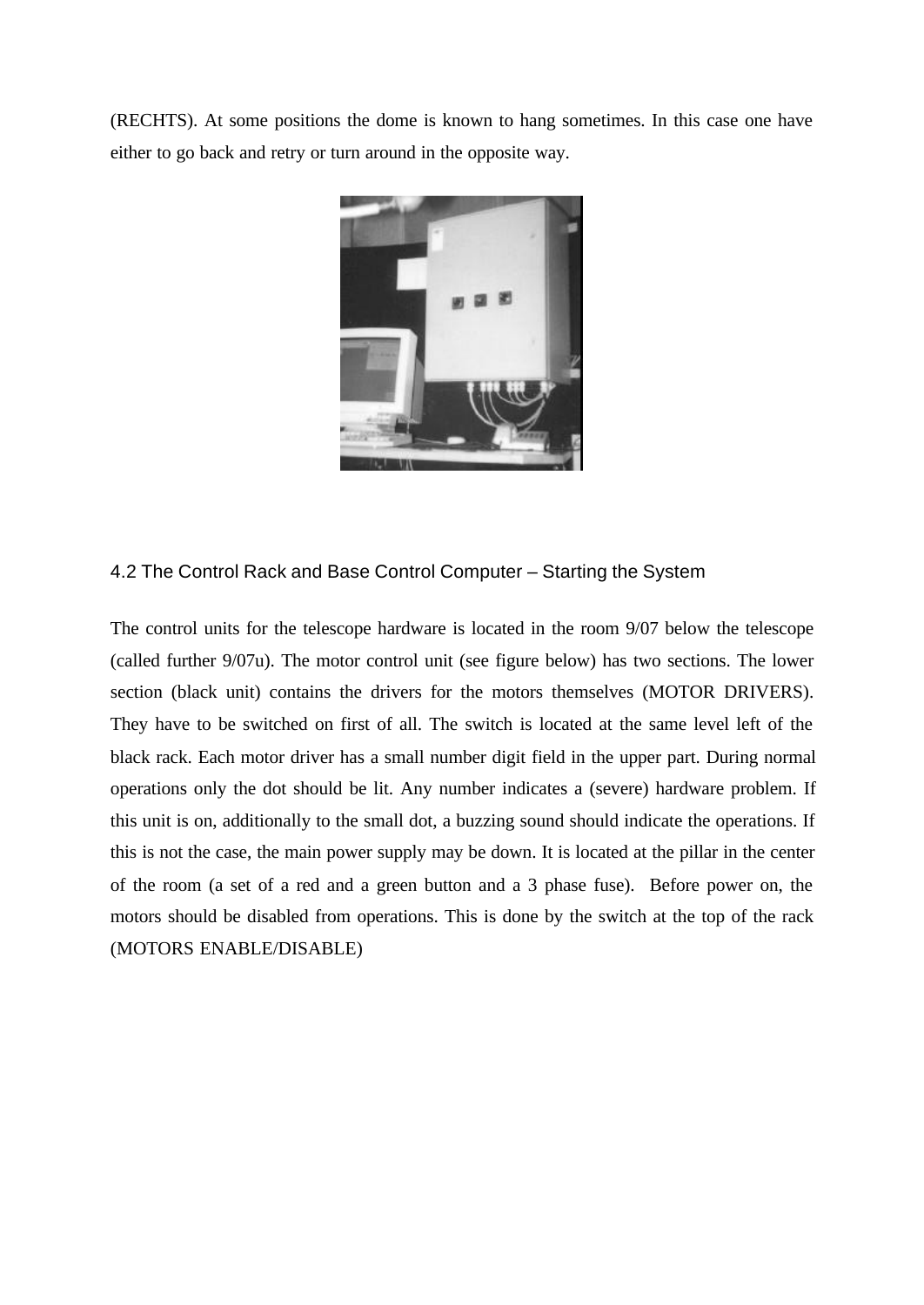(RECHTS). At some positions the dome is known to hang sometimes. In this case one have either to go back and retry or turn around in the opposite way.

## 4.2 The Control Rack and Base Control Computer – Starting the System

The control units for the telescope hardware is located in the room 9/07 below the telescope (called further 9/07u). The motor control unit (see figure below) has two sections. The lower section (black unit) contains the drivers for the motors themselves (MOTOR DRIVERS). They have to be switched on first of all. The switch is located at the same level left of the black rack. Each motor driver has a small number digit field in the upper part. During normal operations only the dot should be lit. Any number indicates a (severe) hardware problem. If this unit is on, additionally to the small dot, a buzzing sound should indicate the operations. If this is not the case, the main power supply may be down. It is located at the pillar in the center of the room (a set of a red and a green button and a 3 phase fuse).  Before power on, the motors should be disabled from operations. This is done by the switch at the top of the rack (MOTORS ENABLE/DISABLE)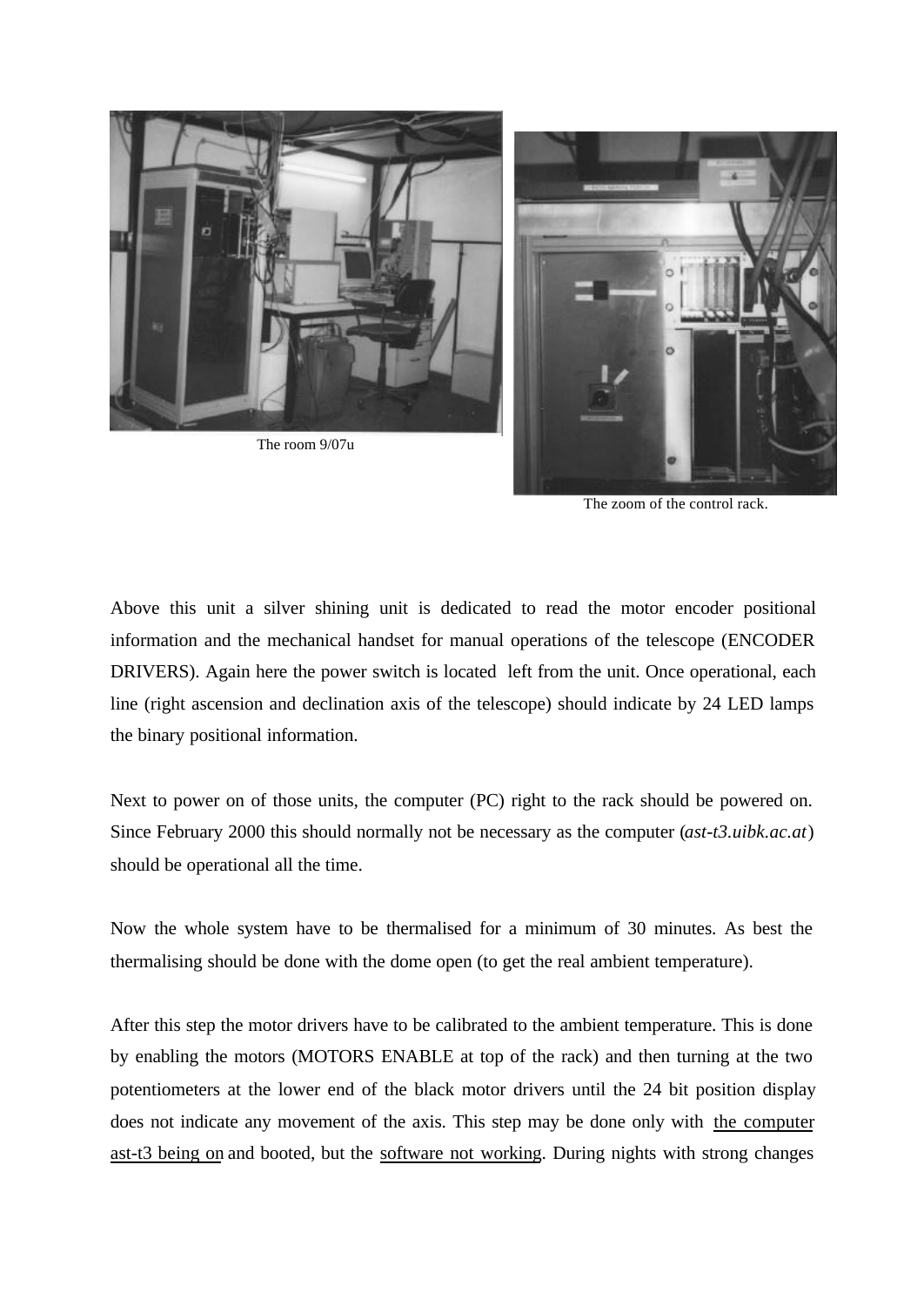The room 9/07u

The zoom of the control rack.

Above this unit a silver shining unit is dedicated to read the motor encoder positional information and the mechanical handset for manual operations of the telescope (ENCODER DRIVERS). Again here the power switch is located left from the unit. Once operational, each line (right ascension and declination axis of the telescope) should indicate by 24 LED lamps the binary positional information.

Next to power on of those units, the computer (PC) right to the rack should be powered on. Since February 2000 this should normally not be necessary as the computer (*ast-t3.uibk.ac.at*) should be operational all the time.

Now the whole system have to be thermalised for a minimum of 30 minutes. As best the thermalising should be done with the dome open (to get the real ambient temperature).

After this step the motor drivers have to be calibrated to the ambient temperature. This is done by enabling the motors (MOTORS ENABLE at top of the rack) and then turning at the two potentiometers at the lower end of the black motor drivers until the 24 bit position display does not indicate any movement of the axis. This step may be done only with the computer ast-t3 being on and booted, but the software not working. During nights with strong changes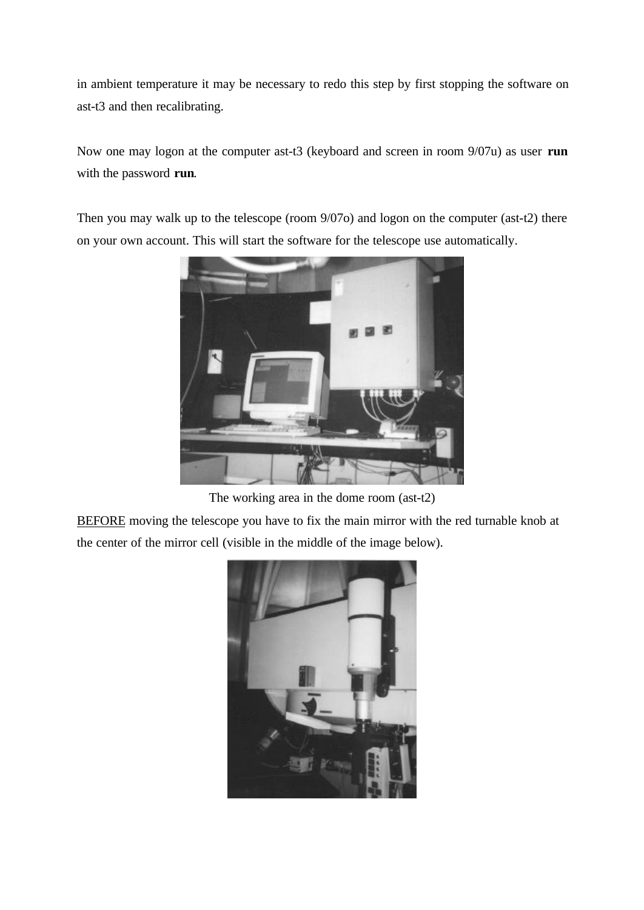in ambient temperature it may be necessary to redo this step by first stopping the software on ast-t3 and then recalibrating.

Now one may logon at the computer ast-t3 (keyboard and screen in room 9/07u) as user **run** with the password **run**.

Then you may walk up to the telescope (room 9/07o) and logon on the computer (ast-t2) there on your own account. This will start the software for the telescope use automatically.

The working area in the dome room (ast-t2)

<u>BEFORE</u> moving the telescope you have to fix the main mirror with the red turnable knob at the center of the mirror cell (visible in the middle of the image below).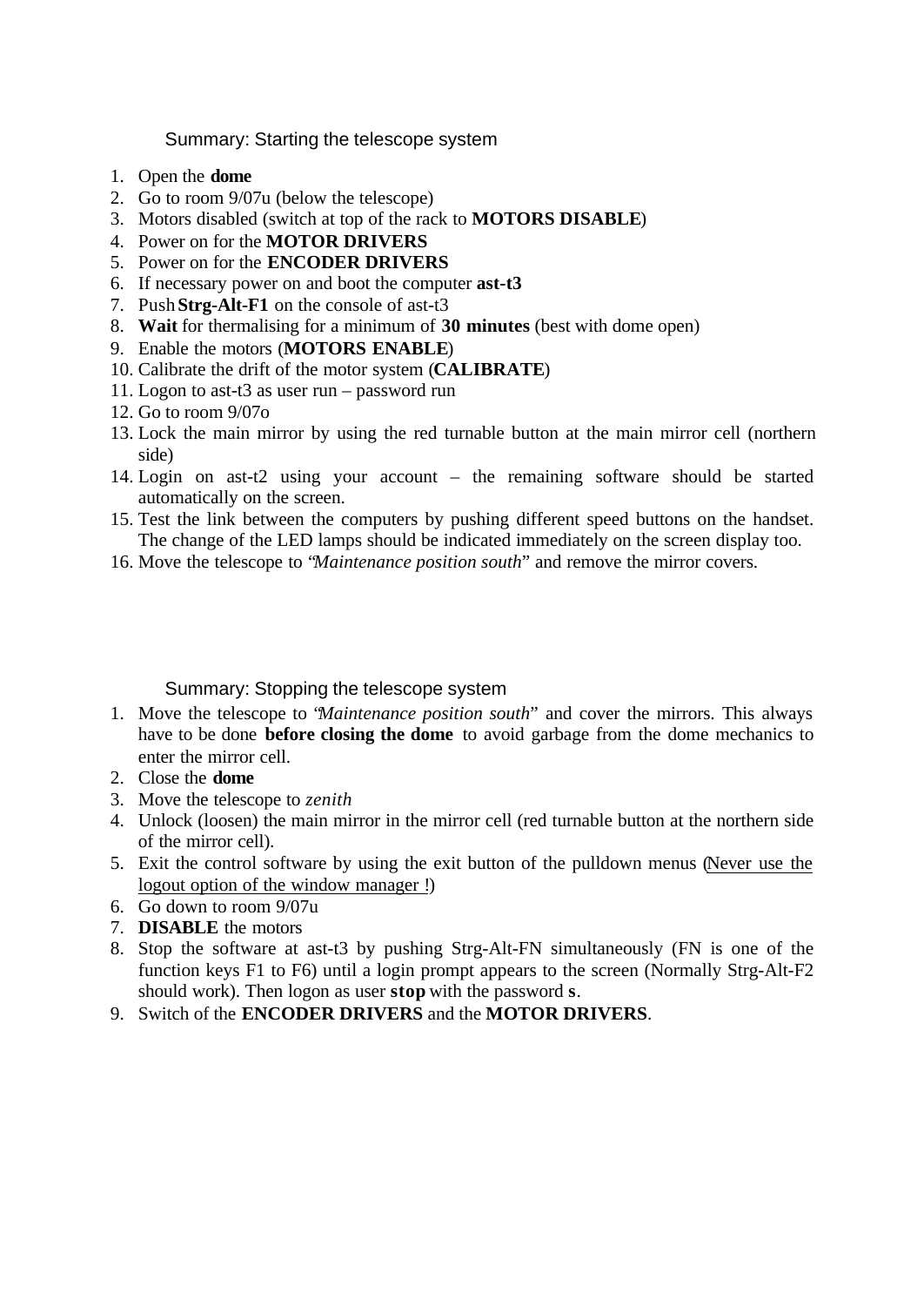## Summary: Starting the telescope system

1. Open the **dome**
2. Go to room 9/07u (below the telescope)
3. Motors disabled (switch at top of the rack to **MOTORS DISABLE**)
4. Power on for the **MOTOR DRIVERS**
5. Power on for the **ENCODER DRIVERS**
6. If necessary power on and boot the computer **ast-t3**
7. Push **Strg-Alt-F1** on the console of ast-t3
8. **Wait** for thermalising for a minimum of **30 minutes** (best with dome open)
9. Enable the motors (**MOTORS ENABLE**)
10. Calibrate the drift of the motor system (**CALIBRATE**)
11. Logon to ast-t3 as user run – password run
12. Go to room 9/07o
13. Lock the main mirror by using the red turnable button at the main mirror cell (northern side)
14. Login on ast-t2 using your account – the remaining software should be started automatically on the screen.
15. Test the link between the computers by pushing different speed buttons on the handset. The change of the LED lamps should be indicated immediately on the screen display too.
16. Move the telescope to "*Maintenance position south*" and remove the mirror covers.

## Summary: Stopping the telescope system

1. Move the telescope to "*Maintenance position south*" and cover the mirrors. This always have to be done **before closing the dome** to avoid garbage from the dome mechanics to enter the mirror cell.
2. Close the **dome**
3. Move the telescope to *zenith*
4. Unlock (loosen) the main mirror in the mirror cell (red turnable button at the northern side of the mirror cell).
5. Exit the control software by using the exit button of the pulldown menus (<u>Never use the logout option of the window manager !</u>)
6. Go down to room 9/07u
7. **DISABLE** the motors
8. Stop the software at ast-t3 by pushing Strg-Alt-FN simultaneously (FN is one of the function keys F1 to F6) until a login prompt appears to the screen (Normally Strg-Alt-F2 should work). Then logon as user **stop** with the password **s**.
9. Switch of the **ENCODER DRIVERS** and the **MOTOR DRIVERS**.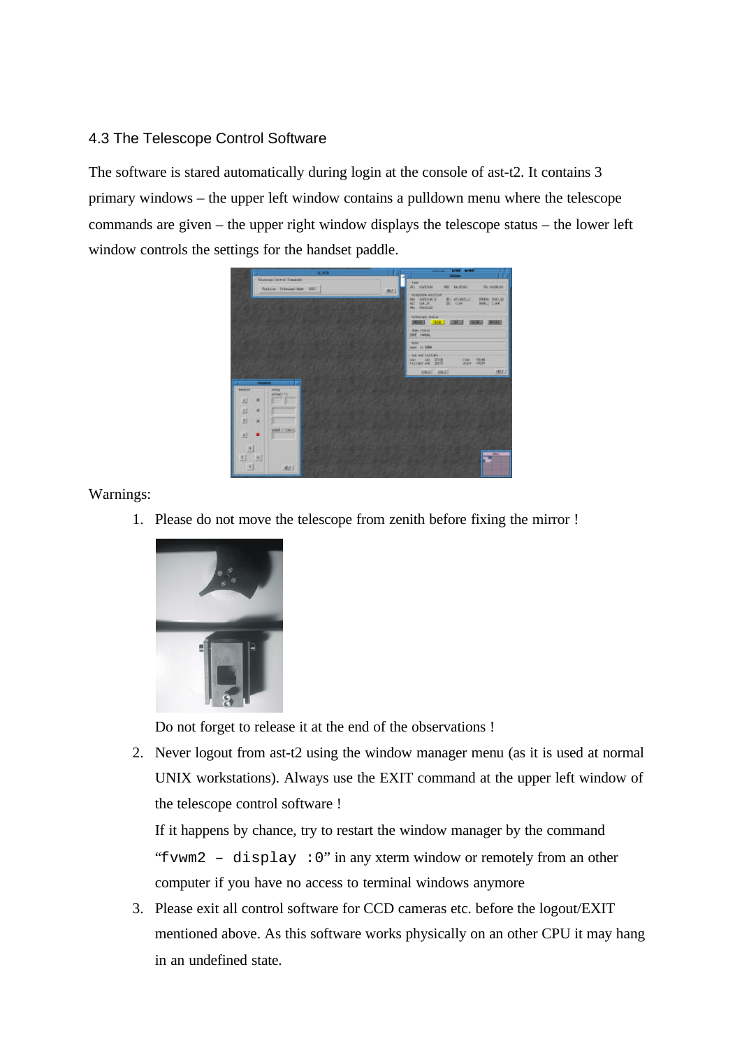### 4.3 The Telescope Control Software

The software is stared automatically during login at the console of ast-t2. It contains 3 primary windows – the upper left window contains a pulldown menu where the telescope commands are given – the upper right window displays the telescope status – the lower left window controls the settings for the handset paddle.

Warnings:

1. Please do not move the telescope from zenith before fixing the mirror !

   Do not forget to release it at the end of the observations !

2. Never logout from ast-t2 using the window manager menu (as it is used at normal UNIX workstations). Always use the EXIT command at the upper left window of the telescope control software !

   If it happens by chance, try to restart the window manager by the command "`fvwm2 – display :0`" in any xterm window or remotely from an other computer if you have no access to terminal windows anymore

3. Please exit all control software for CCD cameras etc. before the logout/EXIT mentioned above. As this software works physically on an other CPU it may hang in an undefined state.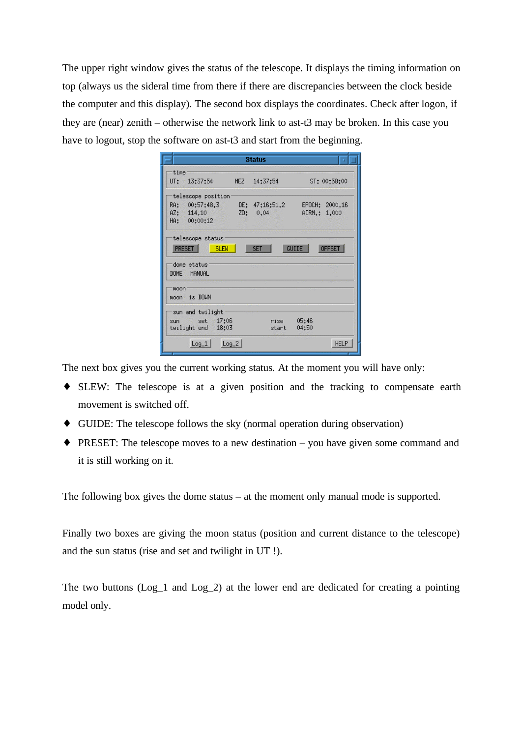The upper right window gives the status of the telescope. It displays the timing information on top (always us the sideral time from there if there are discrepancies between the clock beside the computer and this display). The second box displays the coordinates. Check after logon, if they are (near) zenith – otherwise the network link to ast-t3 may be broken. In this case you have to logout, stop the software on ast-t3 and start from the beginning.

The next box gives you the current working status. At the moment you will have only:

- SLEW: The telescope is at a given position and the tracking to compensate earth movement is switched off.
- GUIDE: The telescope follows the sky (normal operation during observation)
- PRESET: The telescope moves to a new destination – you have given some command and it is still working on it.

The following box gives the dome status – at the moment only manual mode is supported.

Finally two boxes are giving the moon status (position and current distance to the telescope) and the sun status (rise and set and twilight in UT !).

The two buttons (Log_1 and Log_2) at the lower end are dedicated for creating a pointing model only.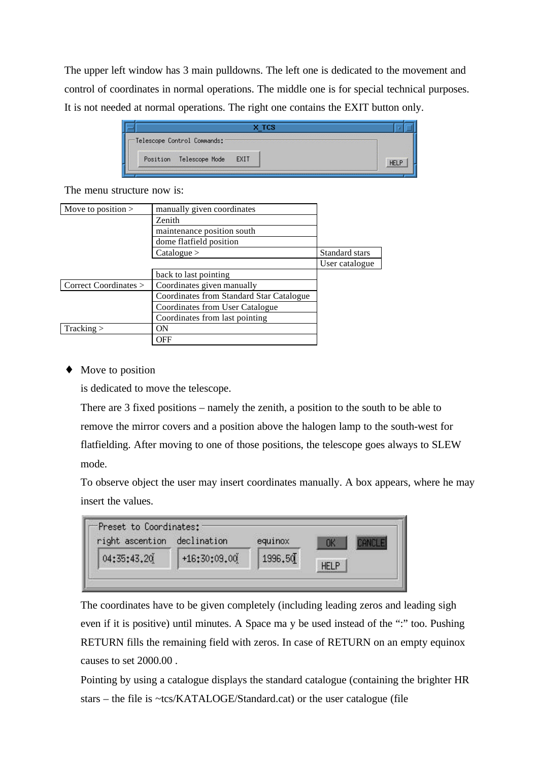The upper left window has 3 main pulldowns. The left one is dedicated to the movement and control of coordinates in normal operations. The middle one is for special technical purposes. It is not needed at normal operations. The right one contains the EXIT button only.

The menu structure now is:

| | | |
|---|---|---|
| Move to position > | manually given coordinates | |
| | Zenith | |
| | maintenance position south | |
| | dome flatfield position | |
| | Catalogue > | Standard stars |
| | | User catalogue |
| | back to last pointing | |
| Correct Coordinates > | Coordinates given manually | |
| | Coordinates from Standard Star Catalogue | |
| | Coordinates from User Catalogue | |
| | Coordinates from last pointing | |
| Tracking > | ON | |
| | OFF | |

- Move to position
  is dedicated to move the telescope.
  There are 3 fixed positions – namely the zenith, a position to the south to be able to remove the mirror covers and a position above the halogen lamp to the south-west for flatfielding. After moving to one of those positions, the telescope goes always to SLEW mode.
  To observe object the user may insert coordinates manually. A box appears, where he may insert the values.

  The coordinates have to be given completely (including leading zeros and leading sigh even if it is positive) until minutes. A Space ma y be used instead of the “:” too. Pushing RETURN fills the remaining field with zeros. In case of RETURN on an empty equinox causes to set 2000.00 .
  Pointing by using a catalogue displays the standard catalogue (containing the brighter HR stars – the file is ~tcs/KATALOGE/Standard.cat) or the user catalogue (file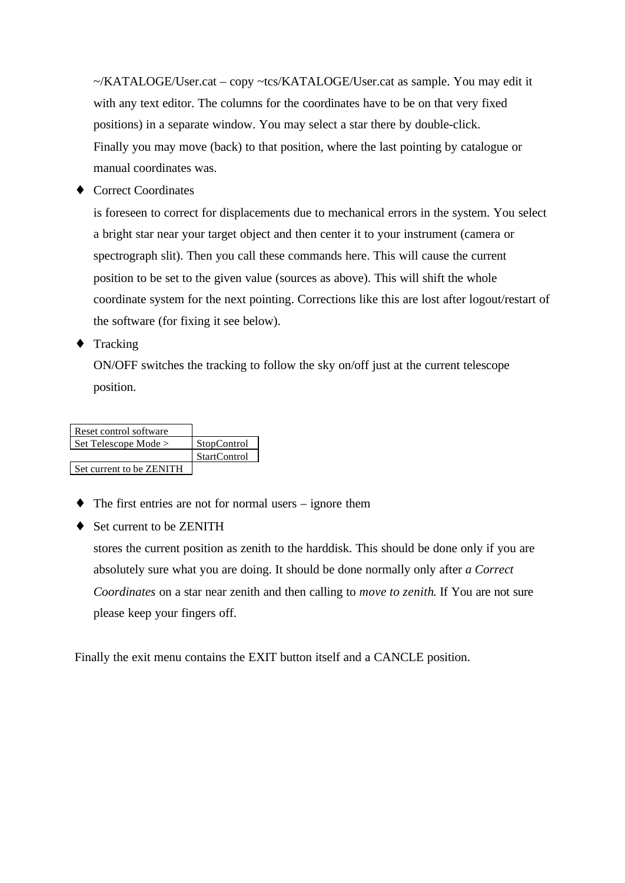~/KATALOGE/User.cat – copy ~tcs/KATALOGE/User.cat as sample. You may edit it with any text editor. The columns for the coordinates have to be on that very fixed positions) in a separate window. You may select a star there by double-click.

Finally you may move (back) to that position, where the last pointing by catalogue or manual coordinates was.

- Correct Coordinates

  is foreseen to correct for displacements due to mechanical errors in the system. You select a bright star near your target object and then center it to your instrument (camera or spectrograph slit). Then you call these commands here. This will cause the current position to be set to the given value (sources as above). This will shift the whole coordinate system for the next pointing. Corrections like this are lost after logout/restart of the software (for fixing it see below).

- Tracking

  ON/OFF switches the tracking to follow the sky on/off just at the current telescope position.

| | |
|---|---|
| Reset control software | |
| Set Telescope Mode > | StopControl |
| | StartControl |
| Set current to be ZENITH | |

- The first entries are not for normal users – ignore them
- Set current to be ZENITH

  stores the current position as zenith to the harddisk. This should be done only if you are absolutely sure what you are doing. It should be done normally only after *a Correct Coordinates* on a star near zenith and then calling to *move to zenith*. If You are not sure please keep your fingers off.

Finally the exit menu contains the EXIT button itself and a CANCLE position.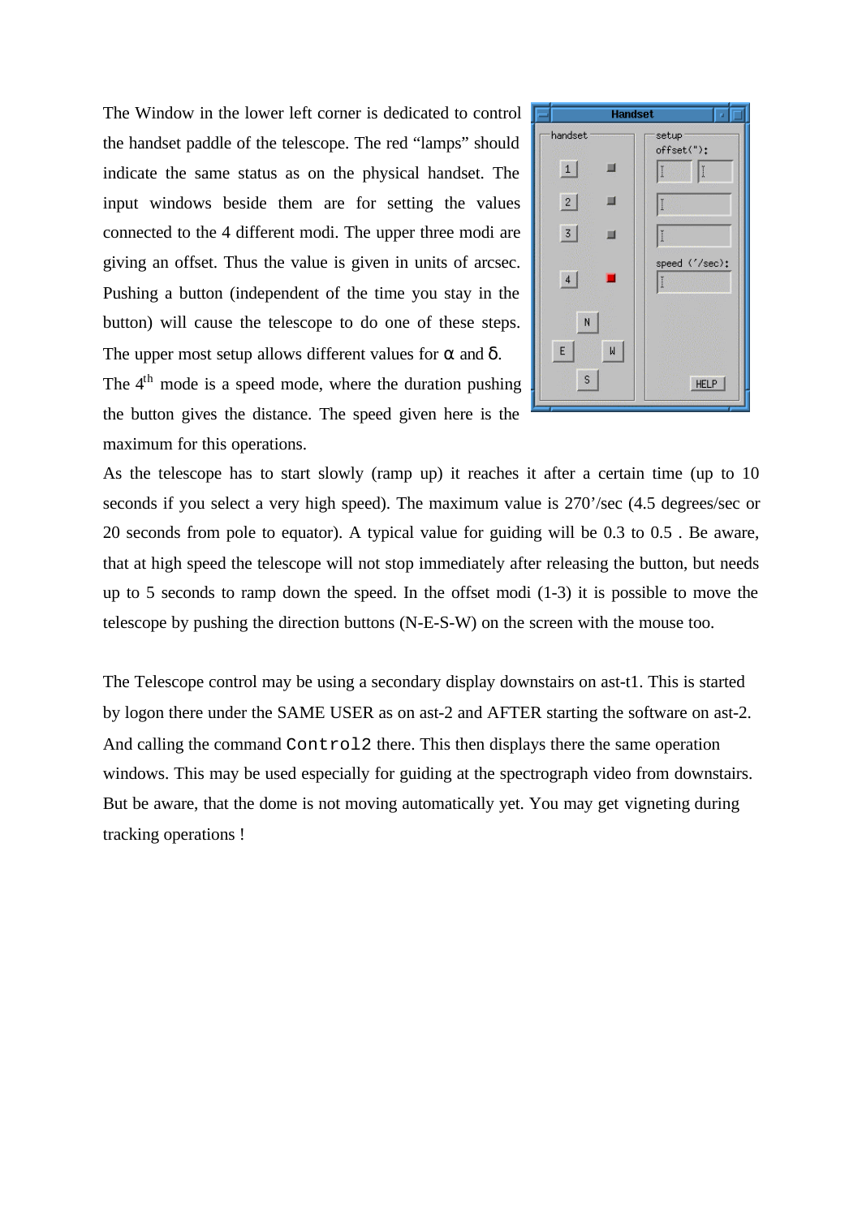The Window in the lower left corner is dedicated to control the handset paddle of the telescope. The red "lamps" should indicate the same status as on the physical handset. The input windows beside them are for setting the values connected to the 4 different modi. The upper three modi are giving an offset. Thus the value is given in units of arcsec. Pushing a button (independent of the time you stay in the button) will cause the telescope to do one of these steps. The upper most setup allows different values for $\alpha$ and $\delta$. The 4th mode is a speed mode, where the duration pushing the button gives the distance. The speed given here is the maximum for this operations.

As the telescope has to start slowly (ramp up) it reaches it after a certain time (up to 10 seconds if you select a very high speed). The maximum value is 270'/sec (4.5 degrees/sec or 20 seconds from pole to equator). A typical value for guiding will be 0.3 to 0.5 . Be aware, that at high speed the telescope will not stop immediately after releasing the button, but needs up to 5 seconds to ramp down the speed. In the offset modi (1-3) it is possible to move the telescope by pushing the direction buttons (N-E-S-W) on the screen with the mouse too.

The Telescope control may be using a secondary display downstairs on ast-t1. This is started by logon there under the SAME USER as on ast-2 and AFTER starting the software on ast-2. And calling the command `Control2` there. This then displays there the same operation windows. This may be used especially for guiding at the spectrograph video from downstairs. But be aware, that the dome is not moving automatically yet. You may get vigneting during tracking operations !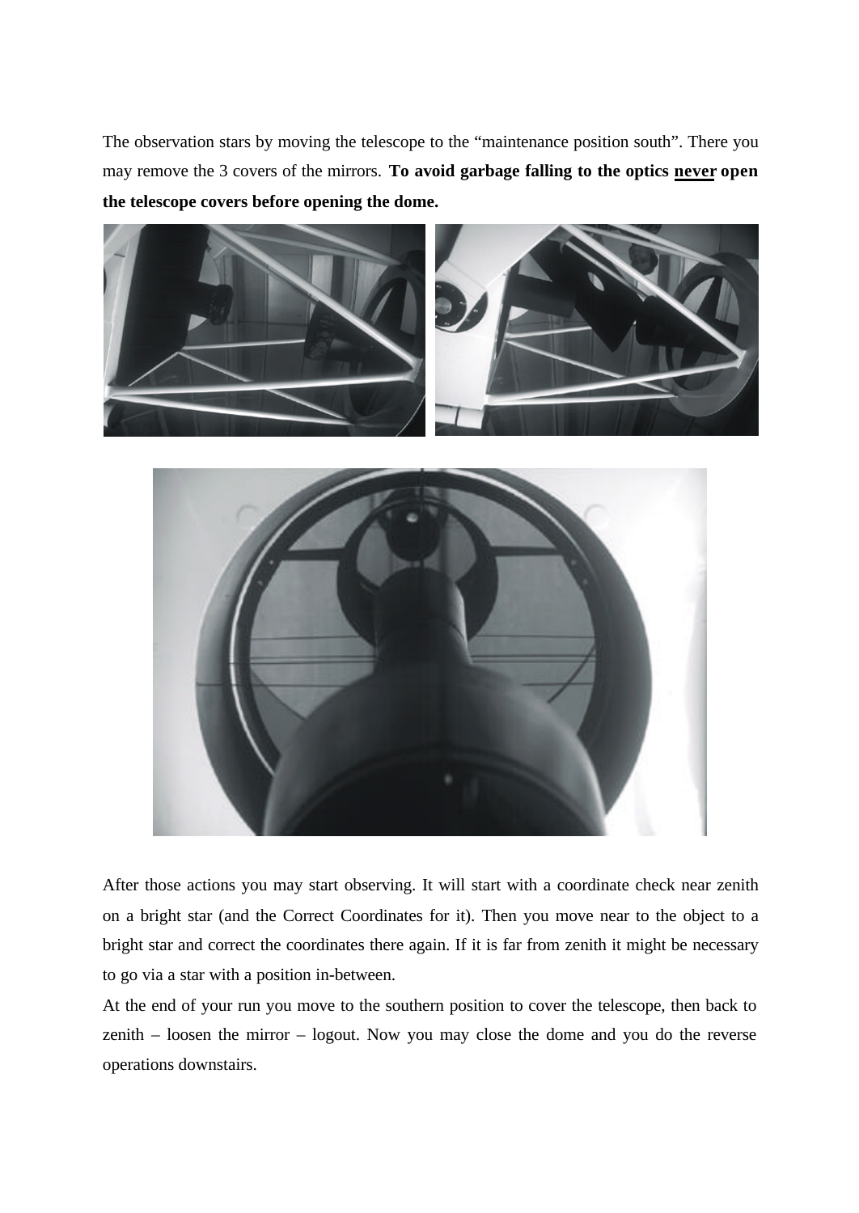The observation stars by moving the telescope to the "maintenance position south". There you may remove the 3 covers of the mirrors. **To avoid garbage falling to the optics <u>never</u> open the telescope covers before opening the dome.**

After those actions you may start observing. It will start with a coordinate check near zenith on a bright star (and the Correct Coordinates for it). Then you move near to the object to a bright star and correct the coordinates there again. If it is far from zenith it might be necessary to go via a star with a position in-between.

At the end of your run you move to the southern position to cover the telescope, then back to zenith – loosen the mirror – logout. Now you may close the dome and you do the reverse operations downstairs.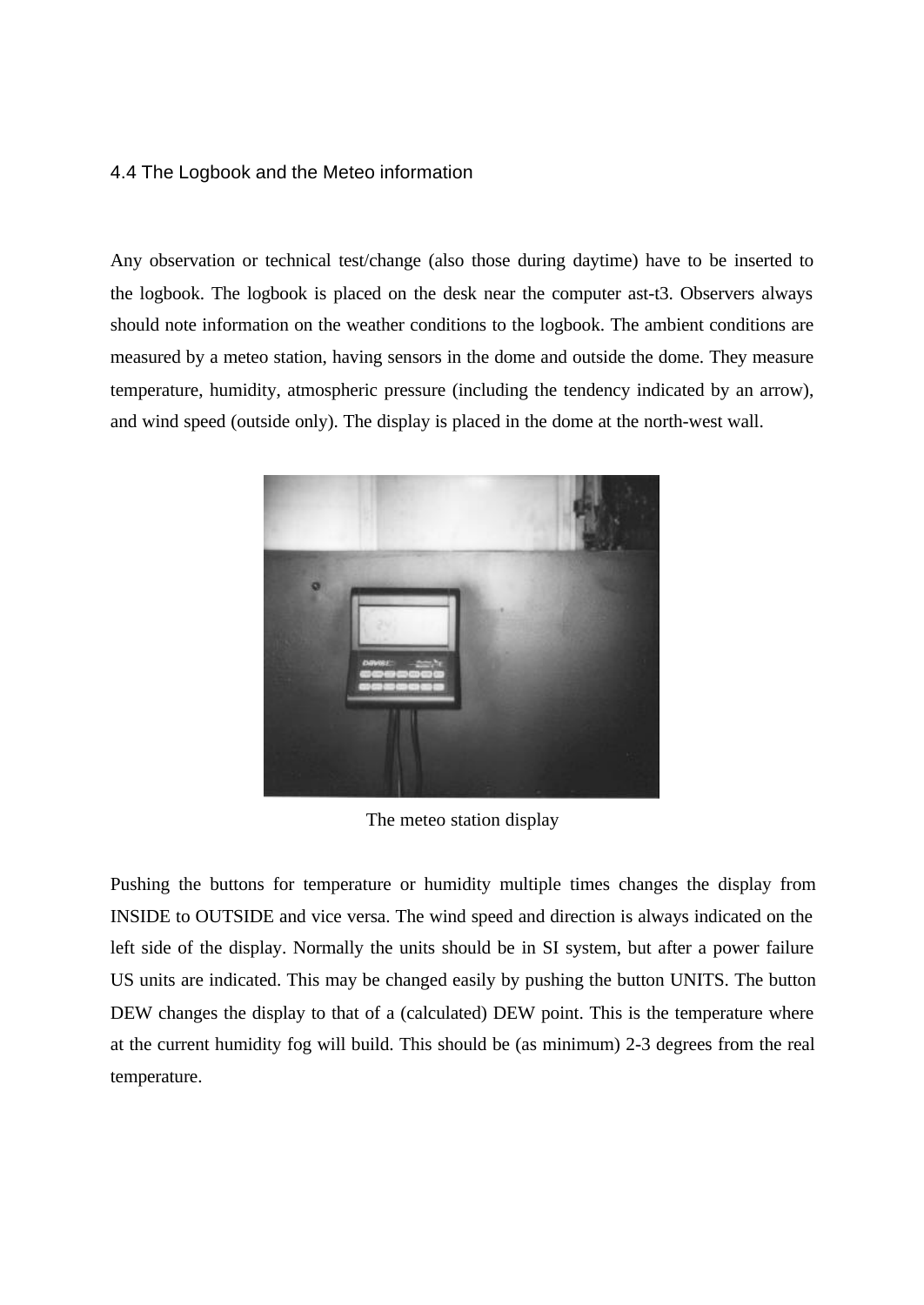## 4.4 The Logbook and the Meteo information

Any observation or technical test/change (also those during daytime) have to be inserted to the logbook. The logbook is placed on the desk near the computer ast-t3. Observers always should note information on the weather conditions to the logbook. The ambient conditions are measured by a meteo station, having sensors in the dome and outside the dome. They measure temperature, humidity, atmospheric pressure (including the tendency indicated by an arrow), and wind speed (outside only). The display is placed in the dome at the north-west wall.

The meteo station display

Pushing the buttons for temperature or humidity multiple times changes the display from INSIDE to OUTSIDE and vice versa. The wind speed and direction is always indicated on the left side of the display. Normally the units should be in SI system, but after a power failure US units are indicated. This may be changed easily by pushing the button UNITS. The button DEW changes the display to that of a (calculated) DEW point. This is the temperature where at the current humidity fog will build. This should be (as minimum) 2-3 degrees from the real temperature.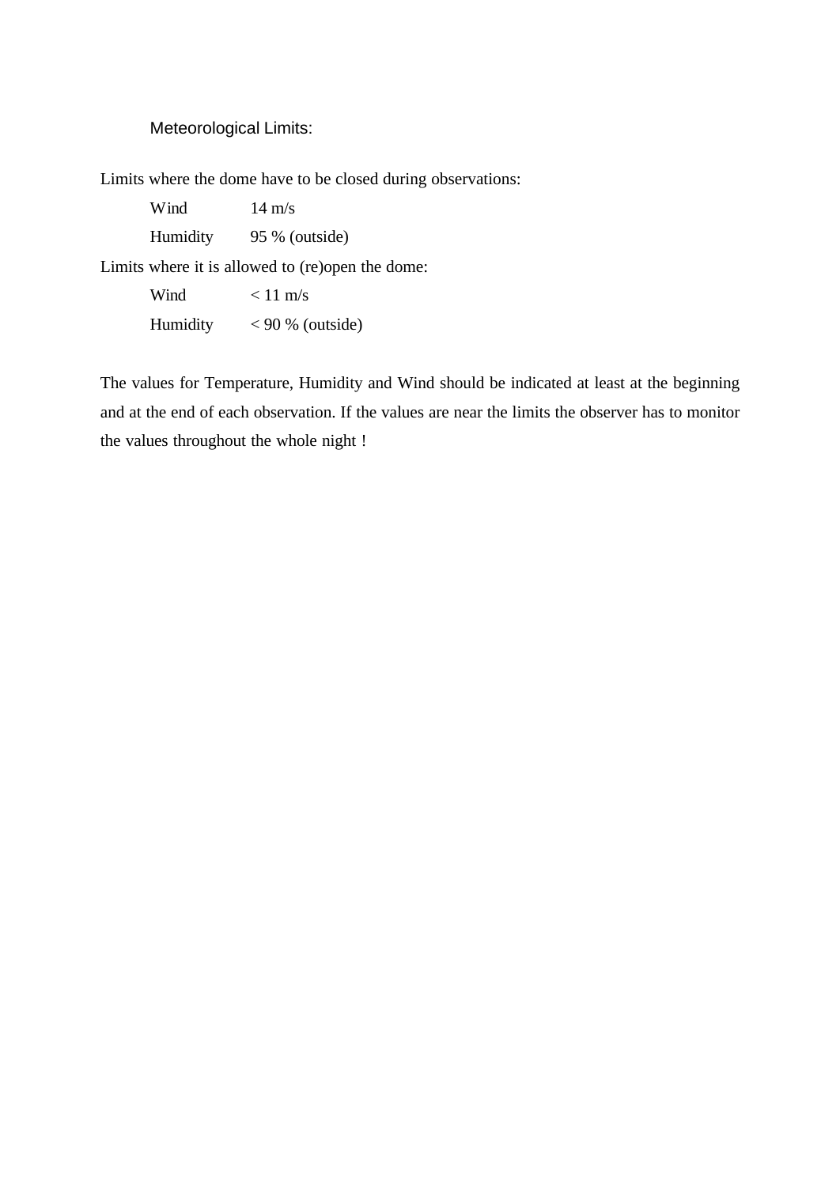Meteorological Limits:

Limits where the dome have to be closed during observations:

| | |
|---|---|
| Wind | 14 m/s |
| Humidity | 95 % (outside) |

Limits where it is allowed to (re)open the dome:

| | |
|---|---|
| Wind | < 11 m/s |
| Humidity | < 90 % (outside) |

The values for Temperature, Humidity and Wind should be indicated at least at the beginning and at the end of each observation. If the values are near the limits the observer has to monitor the values throughout the whole night !